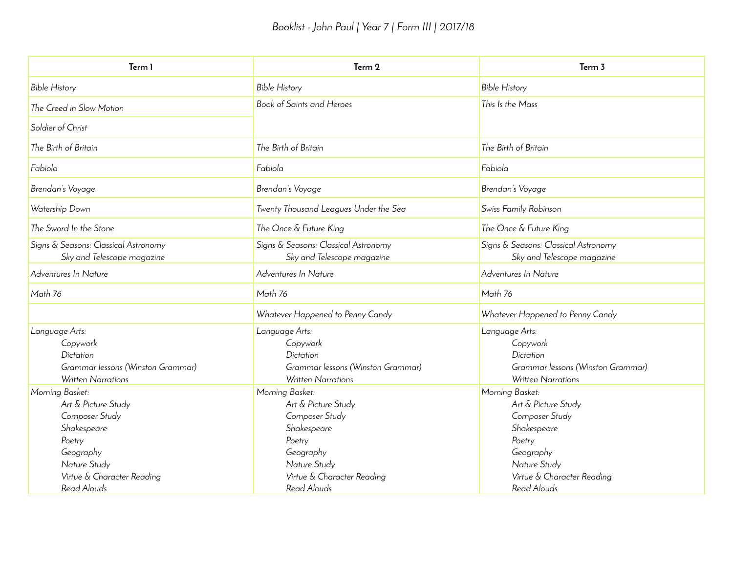*Booklist - John Paul | Year 7 | Form III | 2017/18*

| Term 1 | Term 2 | Term 3 |
|---|---|---|
| *Bible History* | *Bible History* | *Bible History* |
| *The Creed in Slow Motion*<br>*Soldier of Christ* | *Book of Saints and Heroes* | *This Is the Mass* |
| *The Birth of Britain* | *The Birth of Britain* | *The Birth of Britain* |
| *Fabiola* | *Fabiola* | *Fabiola* |
| *Brendan's Voyage* | *Brendan's Voyage* | *Brendan's Voyage* |
| *Watership Down* | *Twenty Thousand Leagues Under the Sea* | *Swiss Family Robinson* |
| *The Sword In the Stone* | *The Once & Future King* | *The Once & Future King* |
| *Signs & Seasons: Classical Astronomy*<br>*Sky and Telescope magazine* | *Signs & Seasons: Classical Astronomy*<br>*Sky and Telescope magazine* | *Signs & Seasons: Classical Astronomy*<br>*Sky and Telescope magazine* |
| *Adventures In Nature* | *Adventures In Nature* | *Adventures In Nature* |
| *Math 76* | *Math 76* | *Math 76* |
| | *Whatever Happened to Penny Candy* | *Whatever Happened to Penny Candy* |
| *Language Arts:*<br>*Copywork*<br>*Dictation*<br>*Grammar lessons (Winston Grammar)*<br>*Written Narrations* | *Language Arts:*<br>*Copywork*<br>*Dictation*<br>*Grammar lessons (Winston Grammar)*<br>*Written Narrations* | *Language Arts:*<br>*Copywork*<br>*Dictation*<br>*Grammar lessons (Winston Grammar)*<br>*Written Narrations* |
| *Morning Basket:*<br>*Art & Picture Study*<br>*Composer Study*<br>*Shakespeare*<br>*Poetry*<br>*Geography*<br>*Nature Study*<br>*Virtue & Character Reading*<br>*Read Alouds* | *Morning Basket:*<br>*Art & Picture Study*<br>*Composer Study*<br>*Shakespeare*<br>*Poetry*<br>*Geography*<br>*Nature Study*<br>*Virtue & Character Reading*<br>*Read Alouds* | *Morning Basket:*<br>*Art & Picture Study*<br>*Composer Study*<br>*Shakespeare*<br>*Poetry*<br>*Geography*<br>*Nature Study*<br>*Virtue & Character Reading*<br>*Read Alouds* |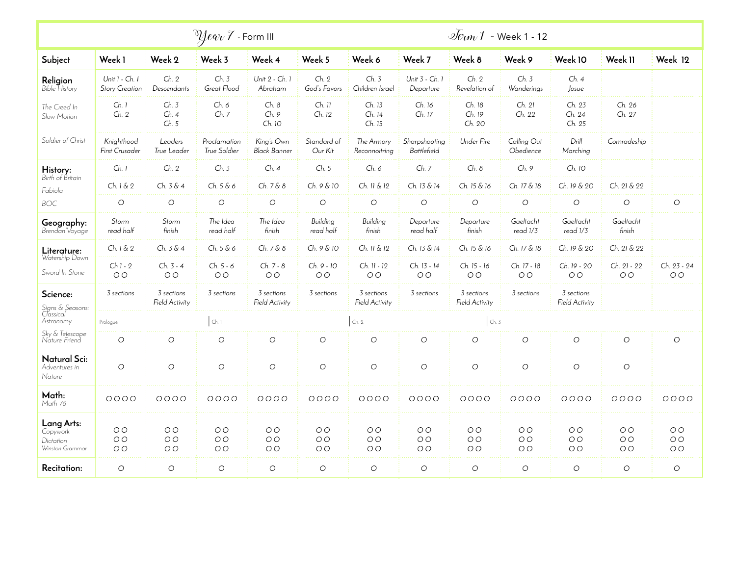# Year 7 - Form III — Term 1 - Week 1 - 12

| Subject | Week 1 | Week 2 | Week 3 | Week 4 | Week 5 | Week 6 | Week 7 | Week 8 | Week 9 | Week 10 | Week 11 | Week 12 |
|---|---|---|---|---|---|---|---|---|---|---|---|---|
| **Religion** *Bible History* | Unit 1 - Ch. 1 Story Creation | Ch. 2 Descendants | Ch. 3 Great Flood | Unit 2 - Ch. 1 Abraham | Ch. 2 God's Favors | Ch. 3 Children Israel | Unit 3 - Ch. 1 Departure | Ch. 2 Revelation of | Ch. 3 Wanderings | Ch. 4 Josue | | |
| *The Creed In Slow Motion* | Ch. 1 Ch. 2 | Ch. 3 Ch. 4 Ch. 5 | Ch. 6 Ch. 7 | Ch. 8 Ch. 9 Ch. 10 | Ch. 11 Ch. 12 | Ch. 13 Ch. 14 Ch. 15 | Ch. 16 Ch. 17 | Ch. 18 Ch. 19 Ch. 20 | Ch. 21 Ch. 22 | Ch. 23 Ch. 24 Ch. 25 | Ch. 26 Ch. 27 | |
| *Soldier of Christ* | Knighthood First Crusader | Leaders True Leader | Proclamation True Soldier | King's Own Black Banner | Standard of Our Kit | The Armory Reconnoitring | Sharpshooting Battlefield | Under Fire | Calling Out Obedience | Drill Marching | Comradeship | |
| **History:** *Birth of Britain* | Ch. 1 | Ch. 2 | Ch. 3 | Ch. 4 | Ch. 5 | Ch. 6 | Ch. 7 | Ch. 8 | Ch. 9 | Ch. 10 | | |
| *Fabiola* | Ch. 1 & 2 | Ch. 3 & 4 | Ch. 5 & 6 | Ch. 7 & 8 | Ch. 9 & 10 | Ch. 11 & 12 | Ch. 13 & 14 | Ch. 15 & 16 | Ch. 17 & 18 | Ch. 19 & 20 | Ch. 21 & 22 | |
| *BOC* | ○ | ○ | ○ | ○ | ○ | ○ | ○ | ○ | ○ | ○ | ○ | ○ |
| **Geography:** *Brendan Voyage* | Storm read half | Storm finish | The Idea read half | The Idea finish | Building read half | Building finish | Departure read half | Departure finish | Gaeltacht read 1/3 | Gaeltacht read 1/3 | Gaeltacht finish | |
| **Literature:** *Watership Down* | Ch. 1 & 2 | Ch. 3 & 4 | Ch. 5 & 6 | Ch. 7 & 8 | Ch. 9 & 10 | Ch. 11 & 12 | Ch. 13 & 14 | Ch. 15 & 16 | Ch. 17 & 18 | Ch. 19 & 20 | Ch. 21 & 22 | |
| *Sword In Stone* | Ch 1 - 2 ○○ | Ch. 3 - 4 ○○ | Ch. 5 - 6 ○○ | Ch. 7 - 8 ○○ | Ch. 9 - 10 ○○ | Ch. 11 - 12 ○○ | Ch. 13 - 14 ○○ | Ch. 15 - 16 ○○ | Ch. 17 - 18 ○○ | Ch. 19 - 20 ○○ | Ch. 21 - 22 ○○ | Ch. 23 - 24 ○○ |
| **Science:** *Signs & Seasons: Classical Astronomy* | 3 sections | 3 sections Field Activity | 3 sections | 3 sections Field Activity | 3 sections | 3 sections Field Activity | 3 sections | 3 sections Field Activity | 3 sections | 3 sections Field Activity | | |
| | Prologue | | Ch. 1 | | | Ch. 2 | | Ch. 3 | | | | |
| *Sky & Telescope Nature Friend* | ○ | ○ | ○ | ○ | ○ | ○ | ○ | ○ | ○ | ○ | ○ | ○ |
| **Natural Sci:** *Adventures in Nature* | ○ | ○ | ○ | ○ | ○ | ○ | ○ | ○ | ○ | ○ | ○ | |
| **Math:** *Math 76* | ○○○○ | ○○○○ | ○○○○ | ○○○○ | ○○○○ | ○○○○ | ○○○○ | ○○○○ | ○○○○ | ○○○○ | ○○○○ | ○○○○ |
| **Lang Arts:** *Copywork Dictation Winston Grammar* | ○○ ○○ ○○ | ○○ ○○ ○○ | ○○ ○○ ○○ | ○○ ○○ ○○ | ○○ ○○ ○○ | ○○ ○○ ○○ | ○○ ○○ ○○ | ○○ ○○ ○○ | ○○ ○○ ○○ | ○○ ○○ ○○ | ○○ ○○ ○○ | ○○ ○○ ○○ |
| **Recitation:** | ○ | ○ | ○ | ○ | ○ | ○ | ○ | ○ | ○ | ○ | ○ | ○ |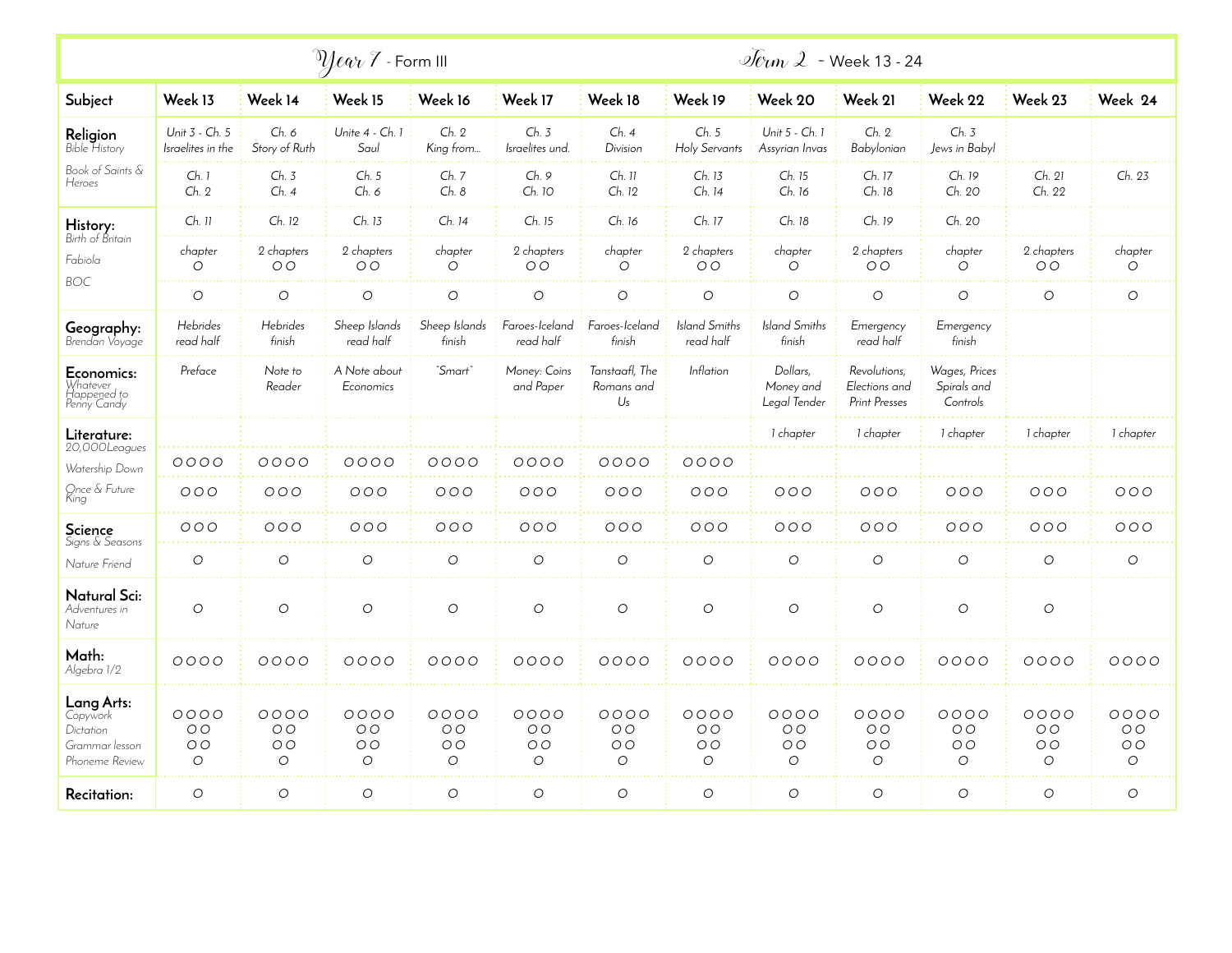# Year 7 - Form III — Term 2 - Week 13 - 24

| Subject | Week 13 | Week 14 | Week 15 | Week 16 | Week 17 | Week 18 | Week 19 | Week 20 | Week 21 | Week 22 | Week 23 | Week 24 |
|---|---|---|---|---|---|---|---|---|---|---|---|---|
| **Religion** *Bible History* | Unit 3 - Ch. 5 Israelites in the | Ch. 6 Story of Ruth | Unite 4 - Ch. 1 Saul | Ch. 2 King from... | Ch. 3 Israelites und. | Ch. 4 Division | Ch. 5 Holy Servants | Unit 5 - Ch. 1 Assyrian Invas | Ch. 2 Babylonian | Ch. 3 Jews in Babyl | | |
| *Book of Saints & Heroes* | Ch. 1 Ch. 2 | Ch. 3 Ch. 4 | Ch. 5 Ch. 6 | Ch. 7 Ch. 8 | Ch. 9 Ch. 10 | Ch. 11 Ch. 12 | Ch. 13 Ch. 14 | Ch. 15 Ch. 16 | Ch. 17 Ch. 18 | Ch. 19 Ch. 20 | Ch. 21 Ch. 22 | Ch. 23 |
| **History:** *Birth of Britain* | Ch. 11 | Ch. 12 | Ch. 13 | Ch. 14 | Ch. 15 | Ch. 16 | Ch. 17 | Ch. 18 | Ch. 19 | Ch. 20 | | |
| *Fabiola* | chapter ○ | 2 chapters ○○ | 2 chapters ○○ | chapter ○ | 2 chapters ○○ | chapter ○ | 2 chapters ○○ | chapter ○ | 2 chapters ○○ | chapter ○ | 2 chapters ○○ | chapter ○ |
| *BOC* | ○ | ○ | ○ | ○ | ○ | ○ | ○ | ○ | ○ | ○ | ○ | ○ |
| **Geography:** *Brendan Voyage* | Hebrides read half | Hebrides finish | Sheep Islands read half | Sheep Islands finish | Faroes-Iceland read half | Faroes-Iceland finish | Island Smiths read half | Island Smiths finish | Emergency read half | Emergency finish | | |
| **Economics:** *Whatever Happened to Penny Candy* | Preface | Note to Reader | A Note about Economics | "Smart" | Money: Coins and Paper | Tanstaafl, The Romans and Us | Inflation | Dollars, Money and Legal Tender | Revolutions, Elections and Print Presses | Wages, Prices Spirals and Controls | | |
| **Literature:** *20,000Leagues* | | | | | | | | 1 chapter | 1 chapter | 1 chapter | 1 chapter | 1 chapter |
| *Watership Down* | ○○○○ | ○○○○ | ○○○○ | ○○○○ | ○○○○ | ○○○○ | ○○○○ | | | | | |
| *Once & Future King* | ○○○ | ○○○ | ○○○ | ○○○ | ○○○ | ○○○ | ○○○ | ○○○ | ○○○ | ○○○ | ○○○ | ○○○ |
| **Science** *Signs & Seasons* | ○○○ | ○○○ | ○○○ | ○○○ | ○○○ | ○○○ | ○○○ | ○○○ | ○○○ | ○○○ | ○○○ | ○○○ |
| *Nature Friend* | ○ | ○ | ○ | ○ | ○ | ○ | ○ | ○ | ○ | ○ | ○ | ○ |
| **Natural Sci:** *Adventures in Nature* | ○ | ○ | ○ | ○ | ○ | ○ | ○ | ○ | ○ | ○ | ○ | |
| **Math:** *Algebra 1/2* | ○○○○ | ○○○○ | ○○○○ | ○○○○ | ○○○○ | ○○○○ | ○○○○ | ○○○○ | ○○○○ | ○○○○ | ○○○○ | ○○○○ |
| **Lang Arts:** *Copywork* / *Dictation* / *Grammar lesson* / *Phoneme Review* | ○○○○ ○○ ○○ ○ | ○○○○ ○○ ○○ ○ | ○○○○ ○○ ○○ ○ | ○○○○ ○○ ○○ ○ | ○○○○ ○○ ○○ ○ | ○○○○ ○○ ○○ ○ | ○○○○ ○○ ○○ ○ | ○○○○ ○○ ○○ ○ | ○○○○ ○○ ○○ ○ | ○○○○ ○○ ○○ ○ | ○○○○ ○○ ○○ ○ | ○○○○ ○○ ○○ ○ |
| **Recitation:** | ○ | ○ | ○ | ○ | ○ | ○ | ○ | ○ | ○ | ○ | ○ | ○ |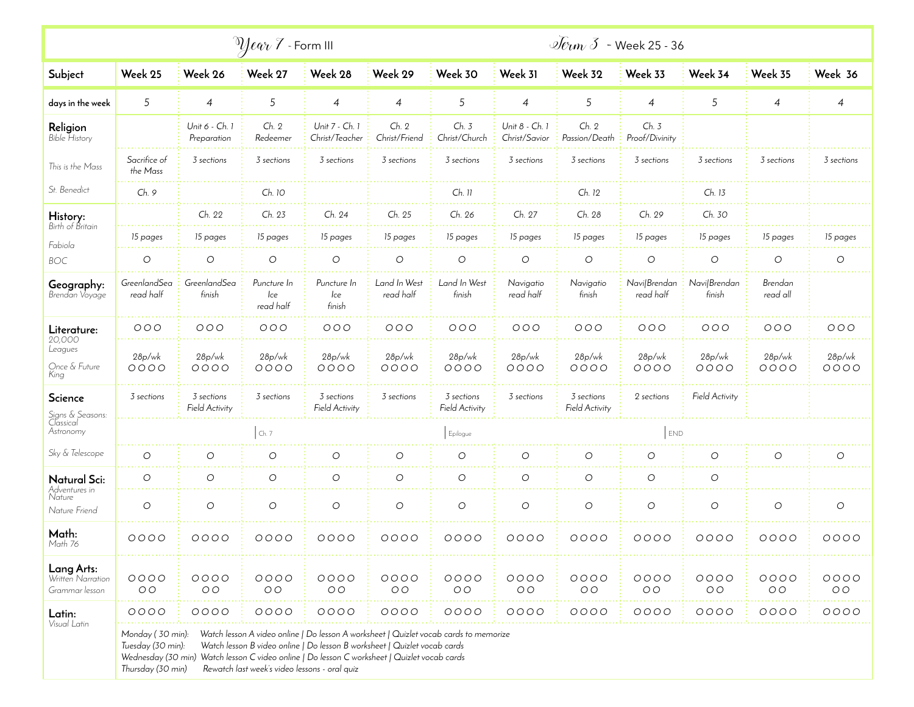# Year 7 - Form III    Term 3 - Week 25 - 36

| Subject | Week 25 | Week 26 | Week 27 | Week 28 | Week 29 | Week 30 | Week 31 | Week 32 | Week 33 | Week 34 | Week 35 | Week 36 |
|---|---|---|---|---|---|---|---|---|---|---|---|---|
| **days in the week** | 5 | 4 | 5 | 4 | 4 | 5 | 4 | 5 | 4 | 5 | 4 | 4 |
| **Religion** *Bible History* | | *Unit 6 - Ch. 1 Preparation* | *Ch. 2 Redeemer* | *Unit 7 - Ch. 1 Christ/Teacher* | *Ch. 2 Christ/Friend* | *Ch. 3 Christ/Church* | *Unit 8 - Ch. 1 Christ/Savior* | *Ch. 2 Passion/Death* | *Ch. 3 Proof/Divinity* | | | |
| *This is the Mass* | *Sacrifice of the Mass* | *3 sections* | *3 sections* | *3 sections* | *3 sections* | *3 sections* | *3 sections* | *3 sections* | *3 sections* | *3 sections* | *3 sections* | *3 sections* |
| *St. Benedict* | *Ch. 9* | | *Ch. 10* | | | *Ch. 11* | | *Ch. 12* | | *Ch. 13* | | |
| **History:** *Birth of Britain* | | *Ch. 22* | *Ch. 23* | *Ch. 24* | *Ch. 25* | *Ch. 26* | *Ch. 27* | *Ch. 28* | *Ch. 29* | *Ch. 30* | | |
| *Fabiola* | *15 pages* | *15 pages* | *15 pages* | *15 pages* | *15 pages* | *15 pages* | *15 pages* | *15 pages* | *15 pages* | *15 pages* | *15 pages* | *15 pages* |
| *BOC* | ○ | ○ | ○ | ○ | ○ | ○ | ○ | ○ | ○ | ○ | ○ | ○ |
| **Geography:** *Brendan Voyage* | *GreenlandSea read half* | *GreenlandSea finish* | *Puncture In Ice read half* | *Puncture In Ice finish* | *Land In West read half* | *Land In West finish* | *Navigatio read half* | *Navigatio finish* | *Navi/Brendan read half* | *Navi/Brendan finish* | *Brendan read all* | |
| **Literature:** *20,000 Leagues* | ○○○ | ○○○ | ○○○ | ○○○ | ○○○ | ○○○ | ○○○ | ○○○ | ○○○ | ○○○ | ○○○ | ○○○ |
| *Once & Future King* | *28p/wk* ○○○○ | *28p/wk* ○○○○ | *28p/wk* ○○○○ | *28p/wk* ○○○○ | *28p/wk* ○○○○ | *28p/wk* ○○○○ | *28p/wk* ○○○○ | *28p/wk* ○○○○ | *28p/wk* ○○○○ | *28p/wk* ○○○○ | *28p/wk* ○○○○ | *28p/wk* ○○○○ |
| **Science** | *3 sections* | *3 sections Field Activity* | *3 sections* | *3 sections Field Activity* | *3 sections* | *3 sections Field Activity* | *3 sections* | *3 sections Field Activity* | *2 sections* | *Field Activity* | | |
| *Signs & Seasons: Classical Astronomy* | | | Ch. 7 | | | Epilogue | | | | END | | |
| *Sky & Telescope* | ○ | ○ | ○ | ○ | ○ | ○ | ○ | ○ | ○ | ○ | ○ | ○ |
| **Natural Sci:** *Adventures in Nature* | ○ | ○ | ○ | ○ | ○ | ○ | ○ | ○ | ○ | ○ | | |
| *Nature Friend* | ○ | ○ | ○ | ○ | ○ | ○ | ○ | ○ | ○ | ○ | ○ | ○ |
| **Math:** *Math 76* | ○○○○ | ○○○○ | ○○○○ | ○○○○ | ○○○○ | ○○○○ | ○○○○ | ○○○○ | ○○○○ | ○○○○ | ○○○○ | ○○○○ |
| **Lang Arts:** *Written Narration* | ○○○○ | ○○○○ | ○○○○ | ○○○○ | ○○○○ | ○○○○ | ○○○○ | ○○○○ | ○○○○ | ○○○○ | ○○○○ | ○○○○ |
| *Grammar lesson* | ○○ | ○○ | ○○ | ○○ | ○○ | ○○ | ○○ | ○○ | ○○ | ○○ | ○○ | ○○ |
| **Latin:** *Visual Latin* | ○○○○ | ○○○○ | ○○○○ | ○○○○ | ○○○○ | ○○○○ | ○○○○ | ○○○○ | ○○○○ | ○○○○ | ○○○○ | ○○○○ |

*Monday (30 min): Watch lesson A video online | Do lesson A worksheet | Quizlet vocab cards to memorize*
*Tuesday (30 min): Watch lesson B video online | Do lesson B worksheet | Quizlet vocab cards*
*Wednesday (30 min) Watch lesson C video online | Do lesson C worksheet | Quizlet vocab cards*
*Thursday (30 min) Rewatch last week's video lessons - oral quiz*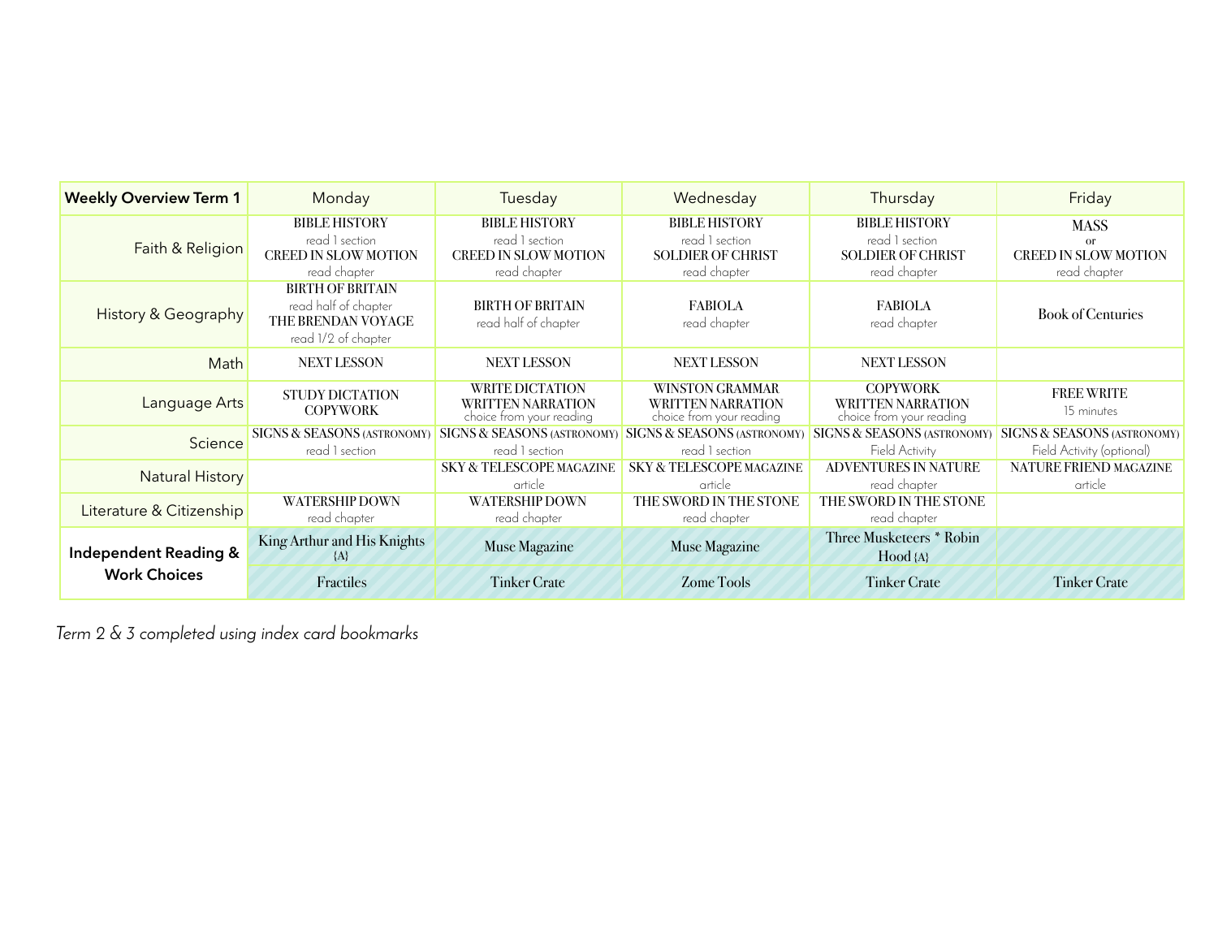| Weekly Overview Term 1 | Monday | Tuesday | Wednesday | Thursday | Friday |
|---|---|---|---|---|---|
| Faith & Religion | BIBLE HISTORY<br>read 1 section<br>CREED IN SLOW MOTION<br>read chapter | BIBLE HISTORY<br>read 1 section<br>CREED IN SLOW MOTION<br>read chapter | BIBLE HISTORY<br>read 1 section<br>SOLDIER OF CHRIST<br>read chapter | BIBLE HISTORY<br>read 1 section<br>SOLDIER OF CHRIST<br>read chapter | MASS<br>or<br>CREED IN SLOW MOTION<br>read chapter |
| History & Geography | BIRTH OF BRITAIN<br>read half of chapter<br>THE BRENDAN VOYAGE<br>read 1/2 of chapter | BIRTH OF BRITAIN<br>read half of chapter | FABIOLA<br>read chapter | FABIOLA<br>read chapter | Book of Centuries |
| Math | NEXT LESSON | NEXT LESSON | NEXT LESSON | NEXT LESSON | |
| Language Arts | STUDY DICTATION<br>COPYWORK | WRITE DICTATION<br>WRITTEN NARRATION<br>choice from your reading | WINSTON GRAMMAR<br>WRITTEN NARRATION<br>choice from your reading | COPYWORK<br>WRITTEN NARRATION<br>choice from your reading | FREE WRITE<br>15 minutes |
| Science | SIGNS & SEASONS (ASTRONOMY)<br>read 1 section | SIGNS & SEASONS (ASTRONOMY)<br>read 1 section | SIGNS & SEASONS (ASTRONOMY)<br>read 1 section | SIGNS & SEASONS (ASTRONOMY)<br>Field Activity | SIGNS & SEASONS (ASTRONOMY)<br>Field Activity (optional) |
| Natural History | | SKY & TELESCOPE MAGAZINE<br>article | SKY & TELESCOPE MAGAZINE<br>article | ADVENTURES IN NATURE<br>read chapter | NATURE FRIEND MAGAZINE<br>article |
| Literature & Citizenship | WATERSHIP DOWN<br>read chapter | WATERSHIP DOWN<br>read chapter | THE SWORD IN THE STONE<br>read chapter | THE SWORD IN THE STONE<br>read chapter | |
| **Independent Reading & Work Choices** | King Arthur and His Knights {A} | Muse Magazine | Muse Magazine | Three Musketeers * Robin Hood {A} | |
| | Fractiles | Tinker Crate | Zome Tools | Tinker Crate | Tinker Crate |

*Term 2 & 3 completed using index card bookmarks*